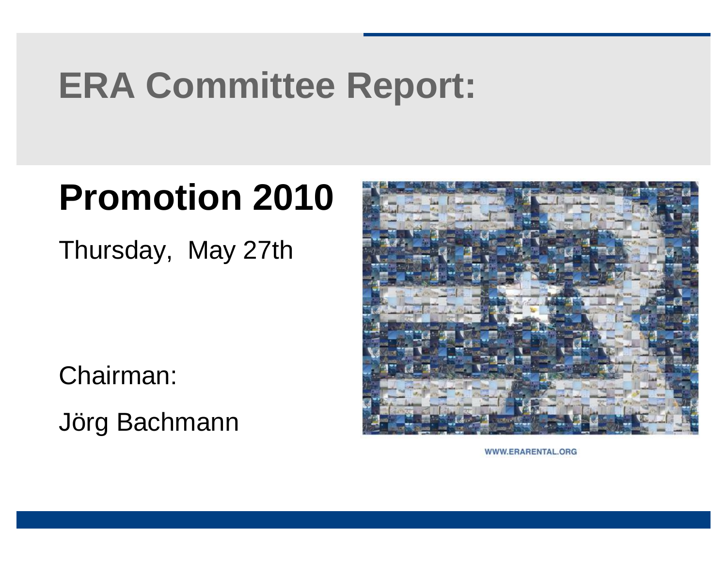# ERA Committee Report:

## Promotion 2010

Thursday, May 27th

Chairman:

Jörg Bachmann

WWW.ERARENTAL.ORG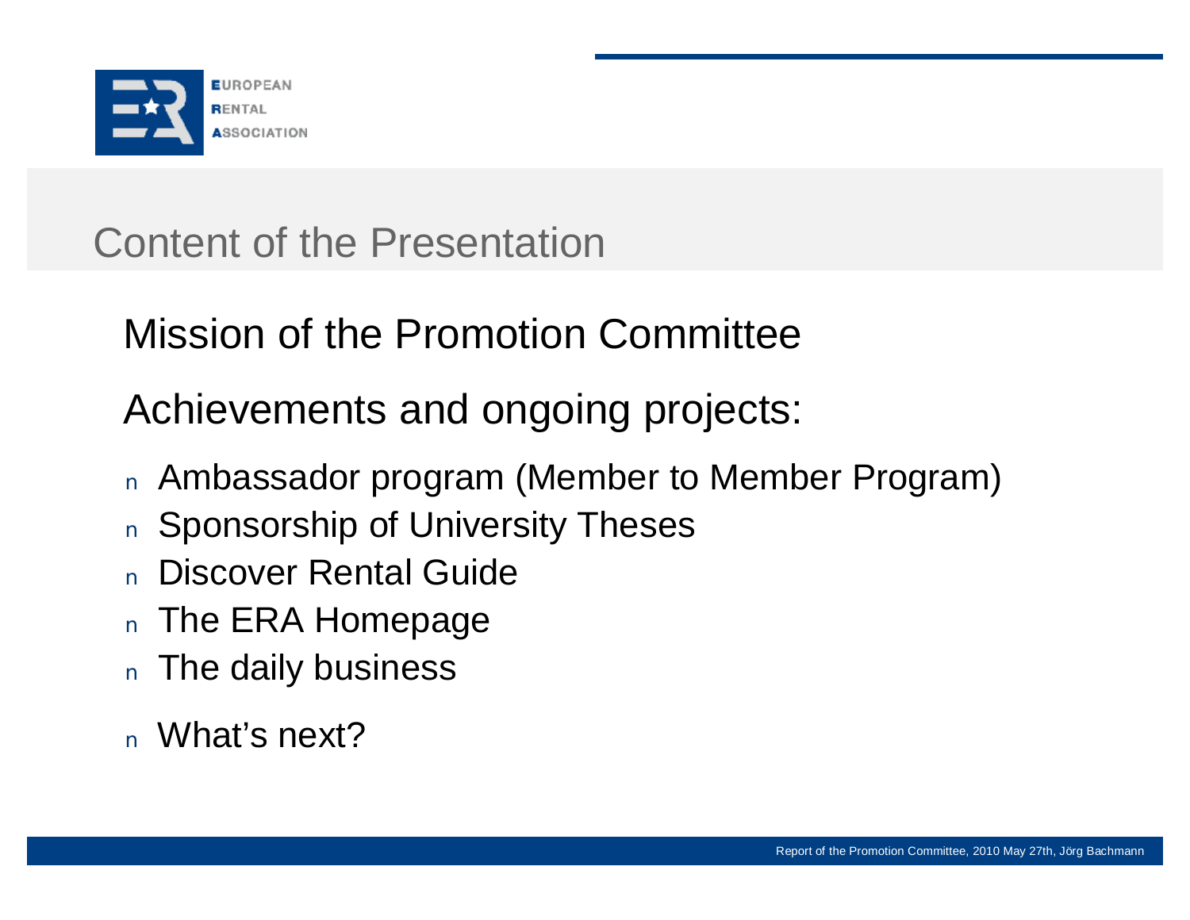# Content of the Presentation

Mission of the Promotion Committee

Achievements and ongoing projects:

- Ambassador program (Member to Member Program)
- Sponsorship of University Theses
- Discover Rental Guide
- The ERA Homepage
- The daily business
- What's next?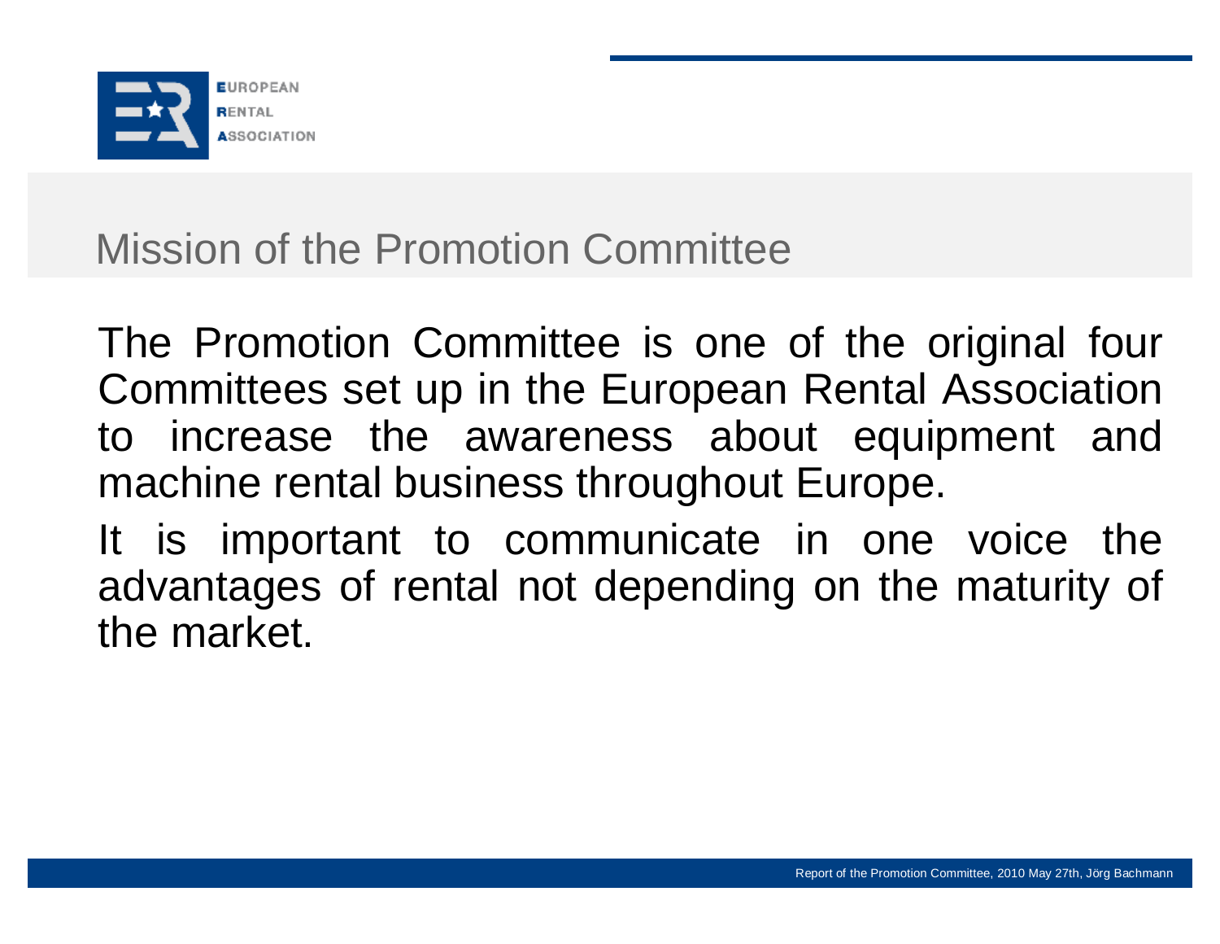# Mission of the Promotion Committee

The Promotion Committee is one of the original four Committees set up in the European Rental Association to increase the awareness about equipment and machine rental business throughout Europe.

It is important to communicate in one voice the advantages of rental not depending on the maturity of the market.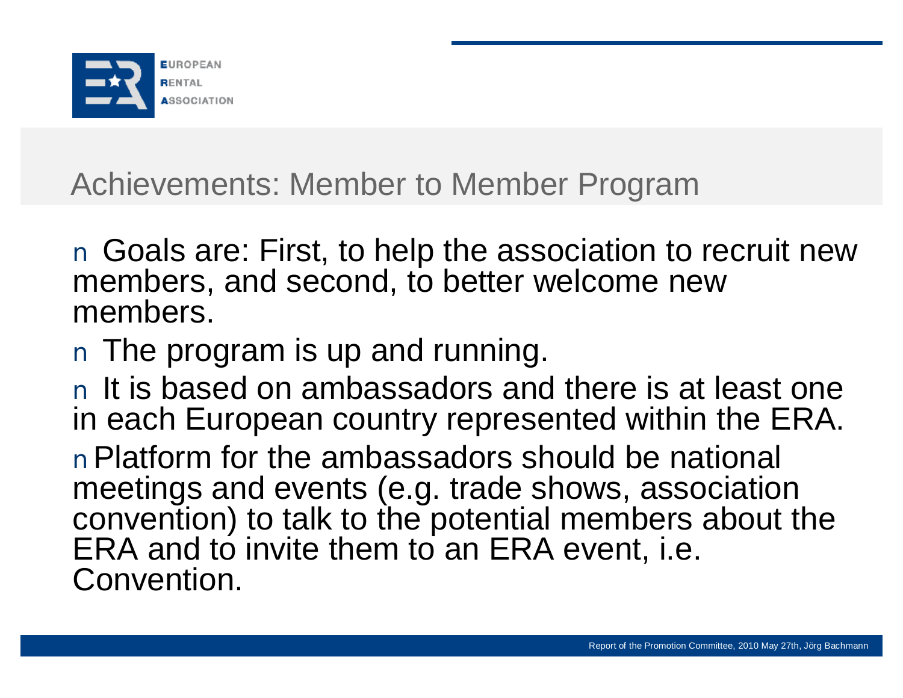# Achievements: Member to Member Program

- Goals are: First, to help the association to recruit new members, and second, to better welcome new members.
- The program is up and running.
- It is based on ambassadors and there is at least one in each European country represented within the ERA.
- Platform for the ambassadors should be national meetings and events (e.g. trade shows, association convention) to talk to the potential members about the ERA and to invite them to an ERA event, i.e. Convention.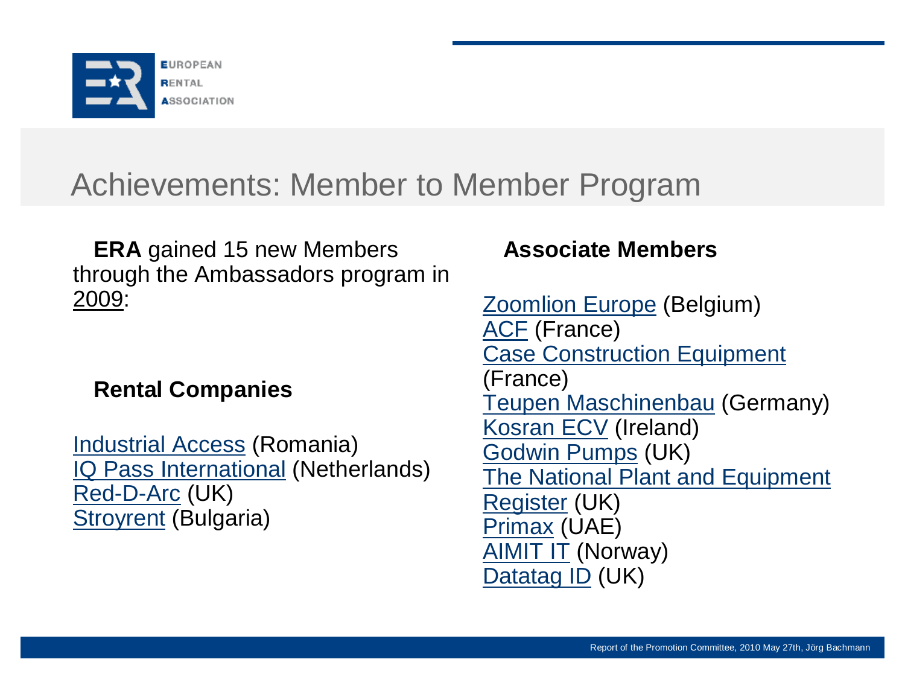# Achievements: Member to Member Program

**ERA** gained 15 new Members through the Ambassadors program in 2009:

**Rental Companies**

Industrial Access (Romania)
IQ Pass International (Netherlands)
Red-D-Arc (UK)
Stroyrent (Bulgaria)

**Associate Members**

Zoomlion Europe (Belgium)
ACF (France)
Case Construction Equipment (France)
Teupen Maschinenbau (Germany)
Kosran ECV (Ireland)
Godwin Pumps (UK)
The National Plant and Equipment Register (UK)
Primax (UAE)
AIMIT IT (Norway)
Datatag ID (UK)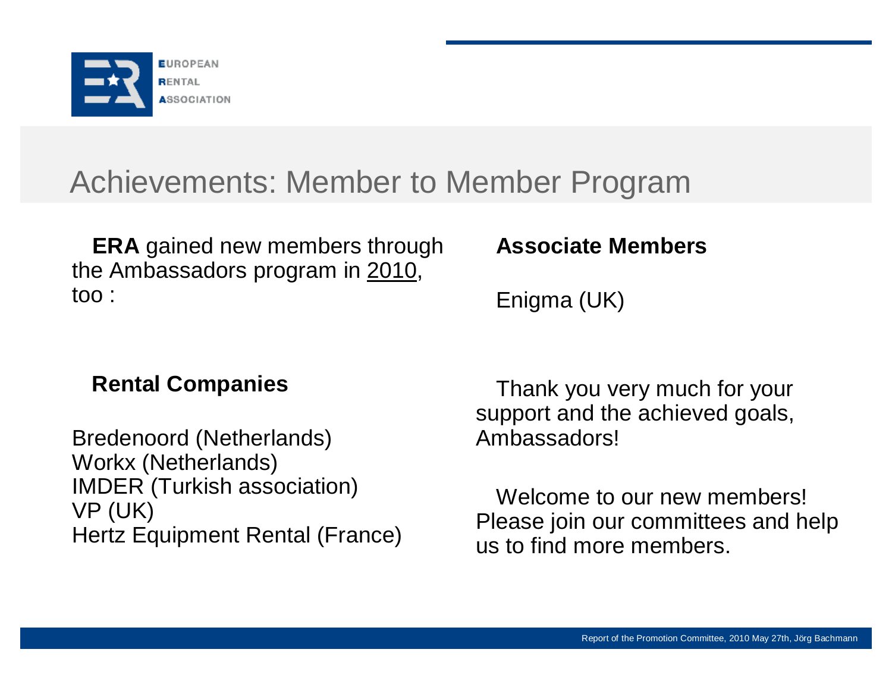# Achievements: Member to Member Program

**ERA** gained new members through the Ambassadors program in 2010, too :

**Rental Companies**

Bredenoord (Netherlands)
Workx (Netherlands)
IMDER (Turkish association)
VP (UK)
Hertz Equipment Rental (France)

**Associate Members**

Enigma (UK)

Thank you very much for your support and the achieved goals, Ambassadors!

Welcome to our new members! Please join our committees and help us to find more members.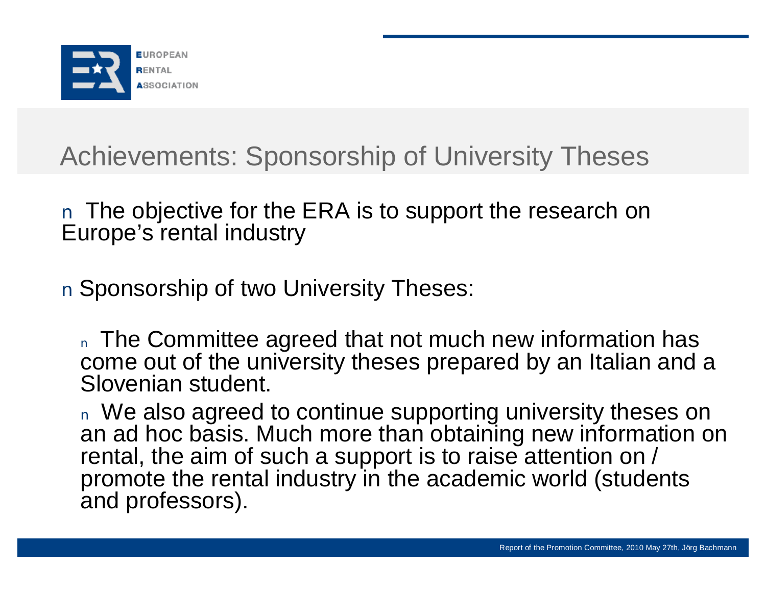# Achievements: Sponsorship of University Theses

- The objective for the ERA is to support the research on Europe's rental industry

- Sponsorship of two University Theses:

  - The Committee agreed that not much new information has come out of the university theses prepared by an Italian and a Slovenian student.

  - We also agreed to continue supporting university theses on an ad hoc basis. Much more than obtaining new information on rental, the aim of such a support is to raise attention on / promote the rental industry in the academic world (students and professors).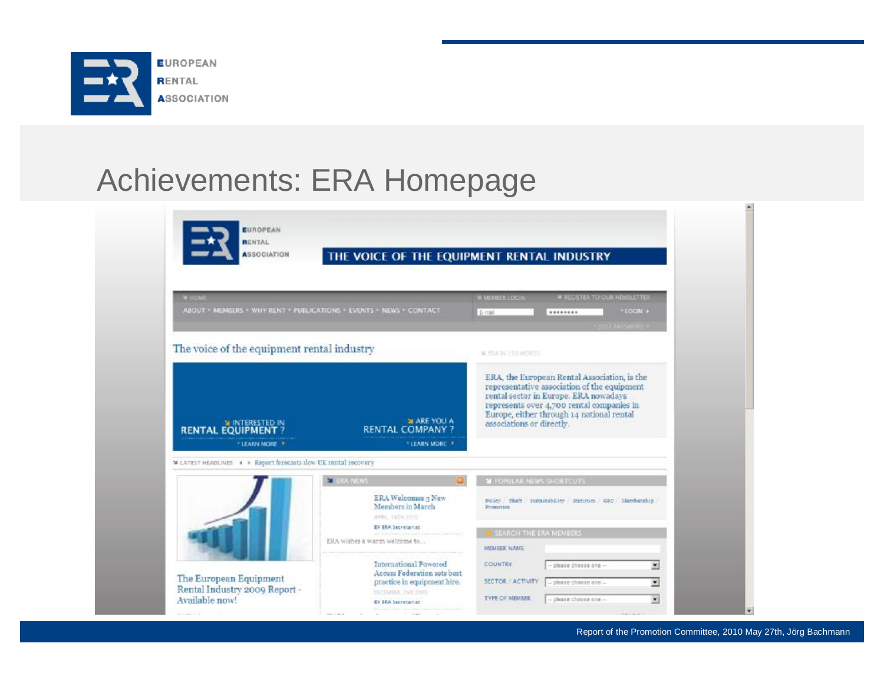# Achievements: ERA Homepage

EUROPEAN RENTAL ASSOCIATION

THE VOICE OF THE EQUIPMENT RENTAL INDUSTRY

HOME

ABOUT • MEMBERS • WHY RENT • PUBLICATIONS • EVENTS • NEWS • CONTACT

MEMBER LOGIN | REGISTER TO OUR NEWSLETTER

E-mail | •••••••• | LOGIN

LOST PASSWORD

## The voice of the equipment rental industry

INTERESTED IN **RENTAL EQUIPMENT?** LEARN MORE

ARE YOU A **RENTAL COMPANY?** LEARN MORE

ERA IN 150 WORDS

ERA, the European Rental Association, is the representative association of the equipment rental sector in Europe. ERA nowadays represents over 4,700 rental companies in Europe, either through 14 national rental associations or directly.

LATEST HEADLINES: Report forecasts slow UK rental recovery

The European Equipment Rental Industry 2009 Report - Available now!

ERA NEWS

ERA Welcomes 3 New Members in March

BY ERA Secretariat

ERA wishes a warm welcome to...

International Powered Access Federation sets best practice in equipment hire.

BY ERA Secretariat

POPULAR NEWS SHORTCUTS

Policy / Theft / sustainability / statistics / GDC / Membership Promotion

SEARCH THE ERA MEMBERS

MEMBER NAME

COUNTRY: -- please choose one --

SECTOR / ACTIVITY: -- please choose one --

TYPE OF MEMBER: -- please choose one --

Report of the Promotion Committee, 2010 May 27th, Jörg Bachmann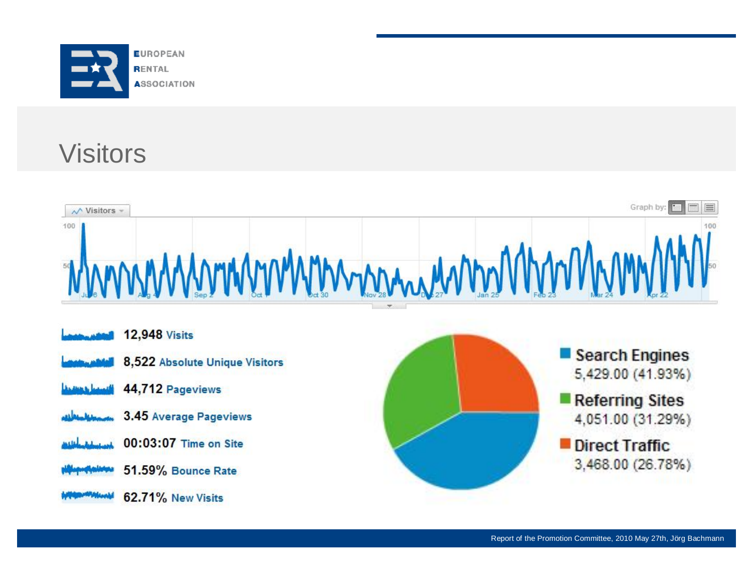# Visitors

- 12,948 Visits
- 8,522 Absolute Unique Visitors
- 44,712 Pageviews
- 3.45 Average Pageviews
- 00:03:07 Time on Site
- 51.59% Bounce Rate
- 62.71% New Visits

| Source | Visits |
|---|---|
| Search Engines | 5,429.00 (41.93%) |
| Referring Sites | 4,051.00 (31.29%) |
| Direct Traffic | 3,468.00 (26.78%) |

Report of the Promotion Committee, 2010 May 27th, Jörg Bachmann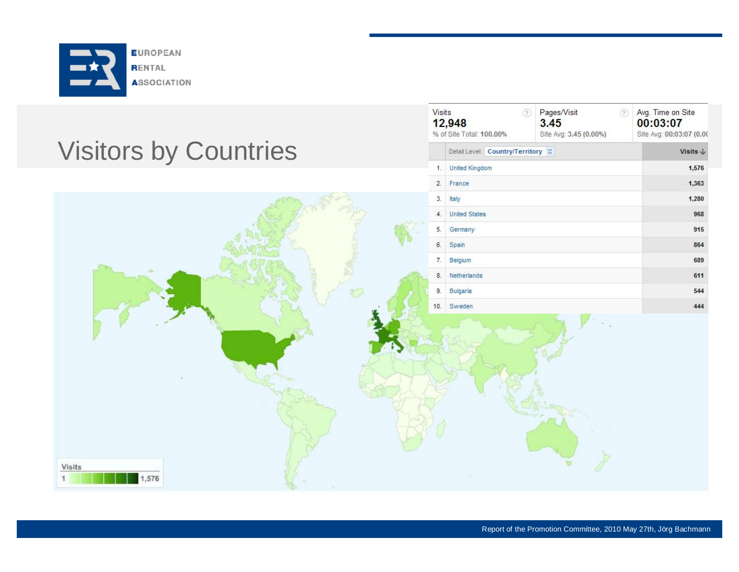# Visitors by Countries

| Visits | Pages/Visit | Avg. Time on Site |
|---|---|---|
| 12,948 | 3.45 | 00:03:07 |
| % of Site Total: 100.00% | Site Avg: 3.45 (0.00%) | Site Avg: 00:03:07 (0.0 |

| | Detail Level: Country/Territory | Visits ↓ |
|---|---|---|
| 1. | United Kingdom | 1,576 |
| 2. | France | 1,363 |
| 3. | Italy | 1,280 |
| 4. | United States | 968 |
| 5. | Germany | 915 |
| 6. | Spain | 864 |
| 7. | Belgium | 689 |
| 8. | Netherlands | 611 |
| 9. | Bulgaria | 544 |
| 10. | Sweden | 444 |

Visits
1 – 1,576

Report of the Promotion Committee, 2010 May 27th, Jörg Bachmann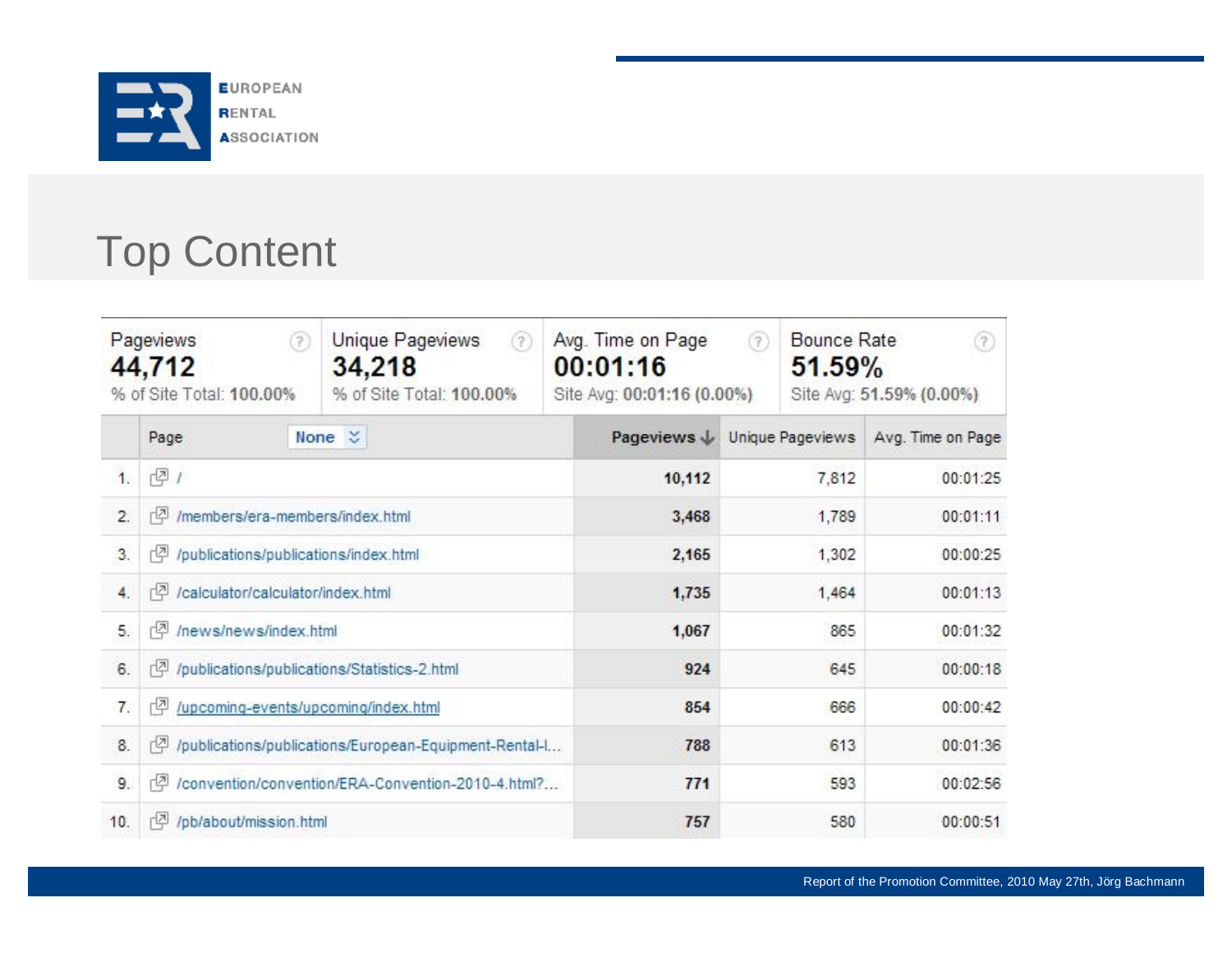# Top Content

| Pageviews | Unique Pageviews | Avg. Time on Page | Bounce Rate |
|---|---|---|---|
| 44,712 | 34,218 | 00:01:16 | 51.59% |
| % of Site Total: 100.00% | % of Site Total: 100.00% | Site Avg: 00:01:16 (0.00%) | Site Avg: 51.59% (0.00%) |

| | Page | Pageviews | Unique Pageviews | Avg. Time on Page |
|---|---|---|---|---|
| 1. | / | 10,112 | 7,812 | 00:01:25 |
| 2. | /members/era-members/index.html | 3,468 | 1,789 | 00:01:11 |
| 3. | /publications/publications/index.html | 2,165 | 1,302 | 00:00:25 |
| 4. | /calculator/calculator/index.html | 1,735 | 1,464 | 00:01:13 |
| 5. | /news/news/index.html | 1,067 | 865 | 00:01:32 |
| 6. | /publications/publications/Statistics-2.html | 924 | 645 | 00:00:18 |
| 7. | /upcoming-events/upcoming/index.html | 854 | 666 | 00:00:42 |
| 8. | /publications/publications/European-Equipment-Rental-I... | 788 | 613 | 00:01:36 |
| 9. | /convention/convention/ERA-Convention-2010-4.html?... | 771 | 593 | 00:02:56 |
| 10. | /pb/about/mission.html | 757 | 580 | 00:00:51 |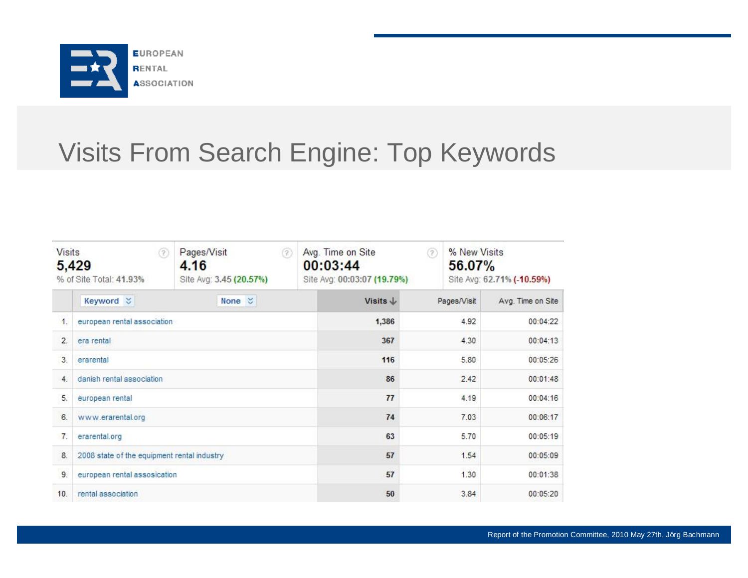# Visits From Search Engine: Top Keywords

| Visits | Pages/Visit | Avg. Time on Site | % New Visits |
|---|---|---|---|
| 5,429 | 4.16 | 00:03:44 | 56.07% |
| % of Site Total: 41.93% | Site Avg: 3.45 (20.57%) | Site Avg: 00:03:07 (19.79%) | Site Avg: 62.71% (-10.59%) |

| | Keyword | Visits ↓ | Pages/Visit | Avg. Time on Site |
|---|---|---|---|---|
| 1. | european rental association | 1,386 | 4.92 | 00:04:22 |
| 2. | era rental | 367 | 4.30 | 00:04:13 |
| 3. | erarental | 116 | 5.80 | 00:05:26 |
| 4. | danish rental association | 86 | 2.42 | 00:01:48 |
| 5. | european rental | 77 | 4.19 | 00:04:16 |
| 6. | www.erarental.org | 74 | 7.03 | 00:06:17 |
| 7. | erarental.org | 63 | 5.70 | 00:05:19 |
| 8. | 2008 state of the equipment rental industry | 57 | 1.54 | 00:05:09 |
| 9. | european rental assosication | 57 | 1.30 | 00:01:38 |
| 10. | rental association | 50 | 3.84 | 00:05:20 |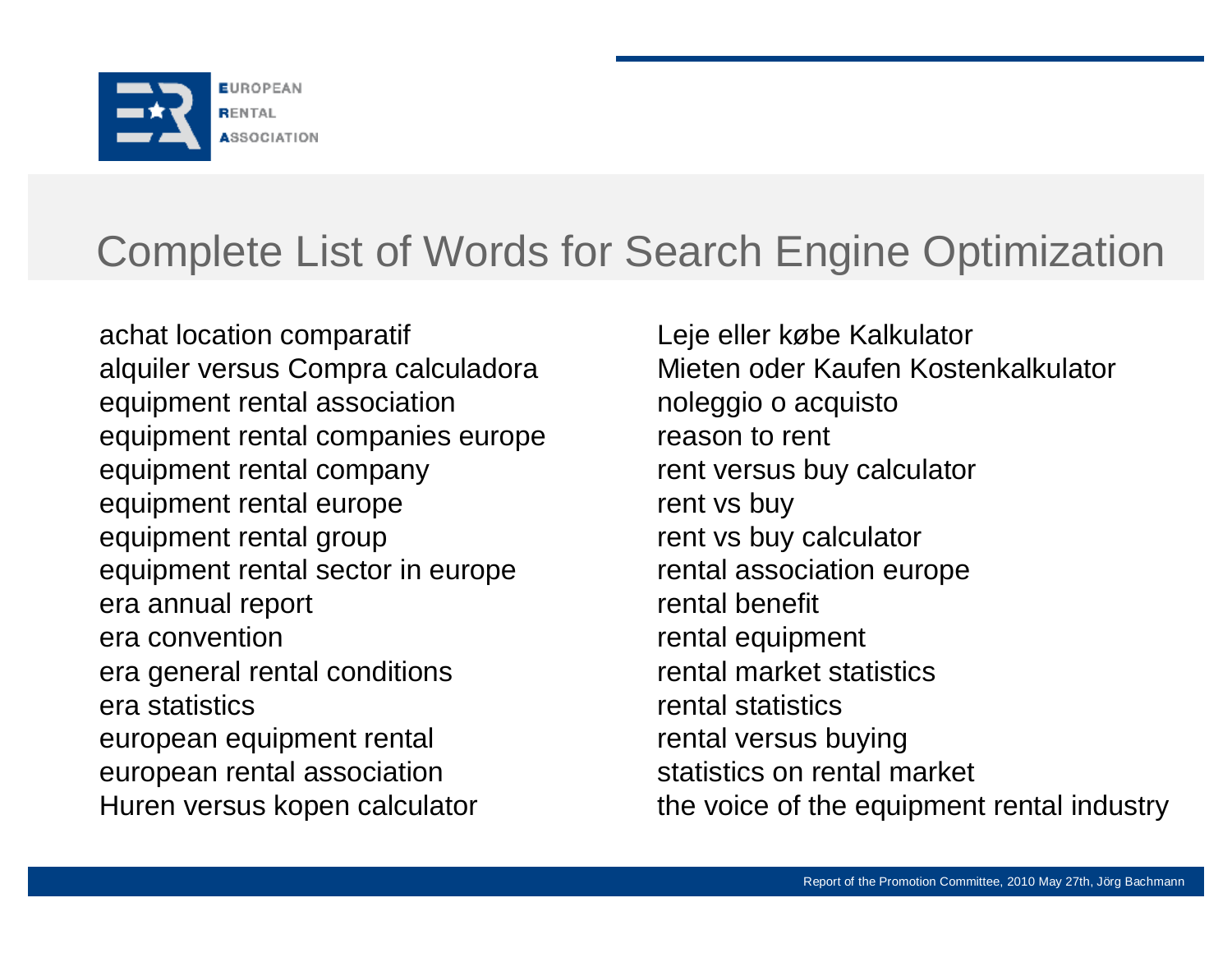# Complete List of Words for Search Engine Optimization

achat location comparatif
alquiler versus Compra calculadora
equipment rental association
equipment rental companies europe
equipment rental company
equipment rental europe
equipment rental group
equipment rental sector in europe
era annual report
era convention
era general rental conditions
era statistics
european equipment rental
european rental association
Huren versus kopen calculator
Leje eller købe Kalkulator
Mieten oder Kaufen Kostenkalkulator
noleggio o acquisto
reason to rent
rent versus buy calculator
rent vs buy
rent vs buy calculator
rental association europe
rental benefit
rental equipment
rental market statistics
rental statistics
rental versus buying
statistics on rental market
the voice of the equipment rental industry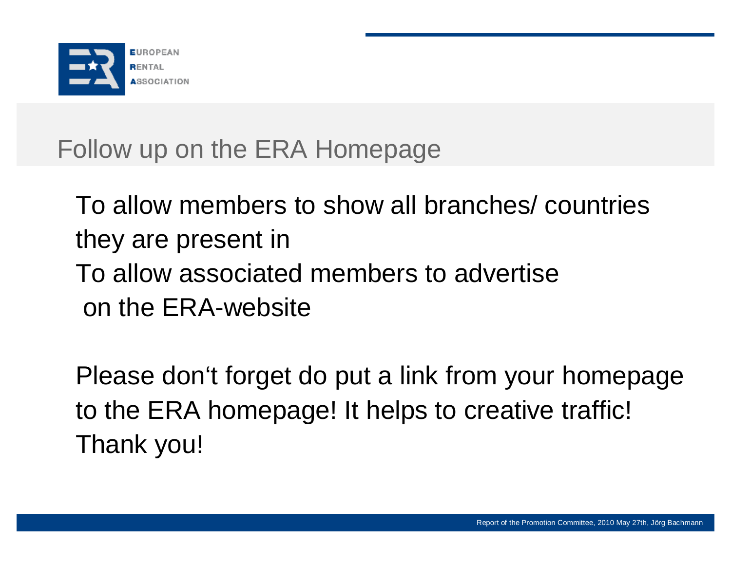## Follow up on the ERA Homepage

To allow members to show all branches/ countries they are present in

To allow associated members to advertise on the ERA-website

Please don‘t forget do put a link from your homepage to the ERA homepage! It helps to creative traffic! Thank you!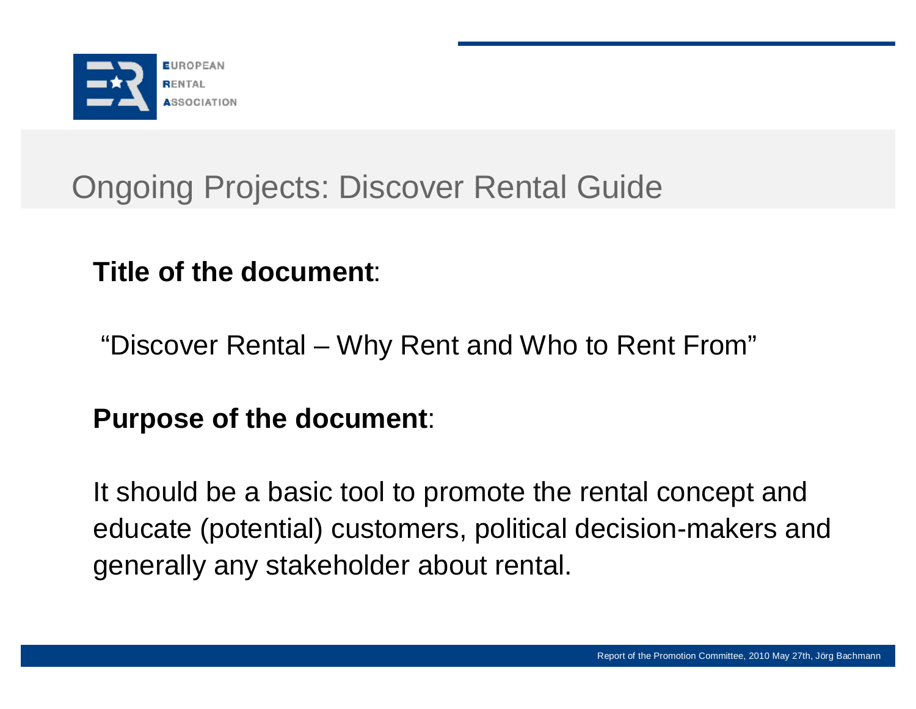# Ongoing Projects: Discover Rental Guide

**Title of the document**:

"Discover Rental – Why Rent and Who to Rent From"

**Purpose of the document**:

It should be a basic tool to promote the rental concept and educate (potential) customers, political decision-makers and generally any stakeholder about rental.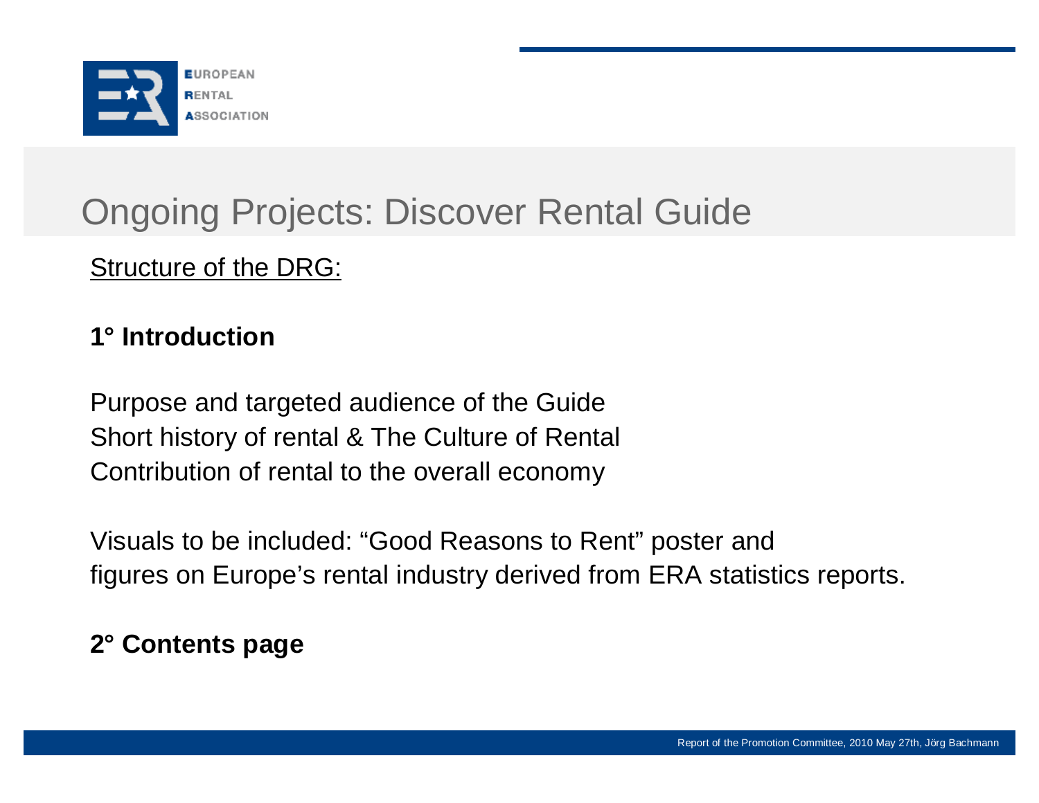# Ongoing Projects: Discover Rental Guide

Structure of the DRG:

**1° Introduction**

Purpose and targeted audience of the Guide
Short history of rental & The Culture of Rental
Contribution of rental to the overall economy

Visuals to be included: “Good Reasons to Rent” poster and figures on Europe’s rental industry derived from ERA statistics reports.

**2° Contents page**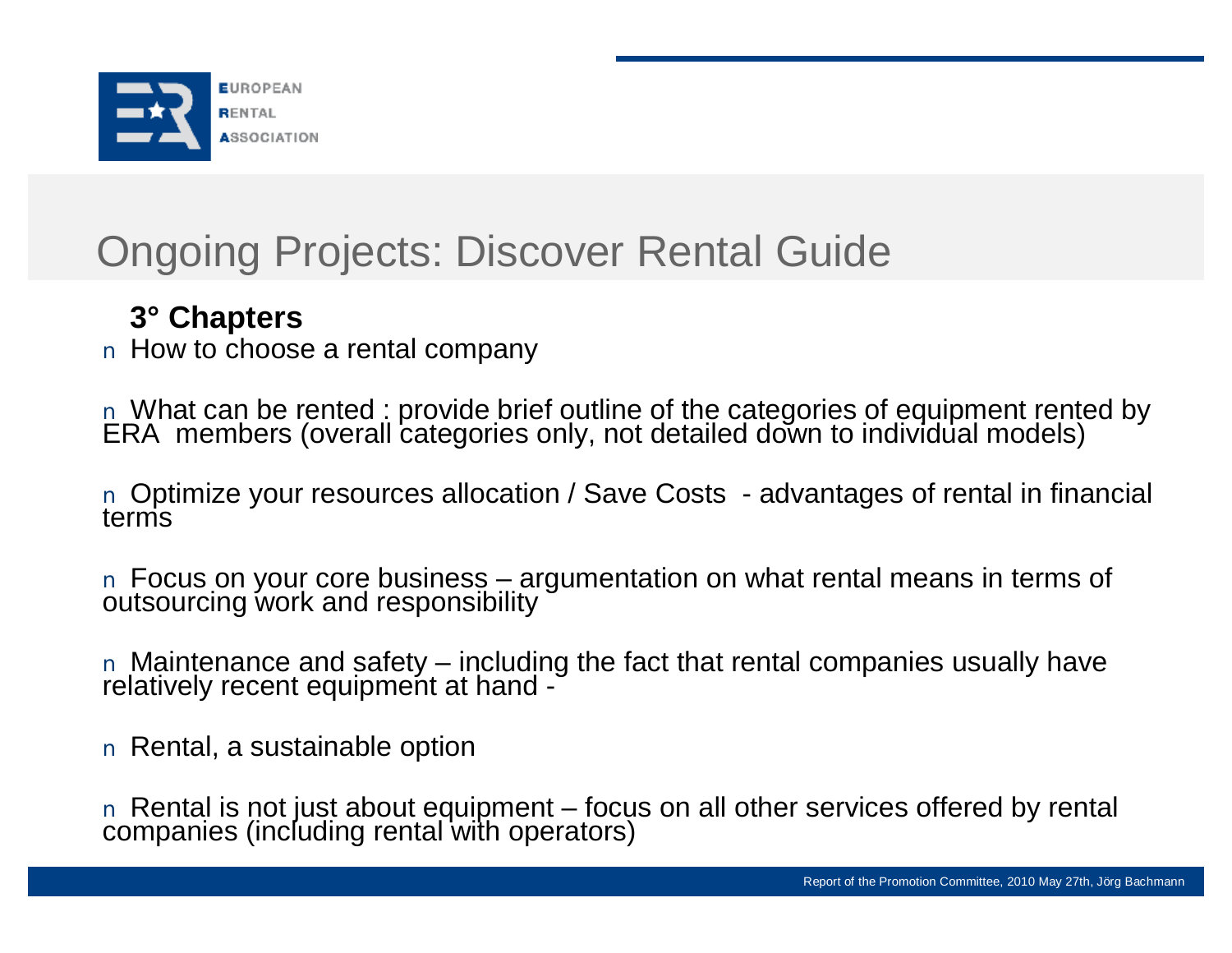# Ongoing Projects: Discover Rental Guide

**3° Chapters**

- How to choose a rental company
- What can be rented : provide brief outline of the categories of equipment rented by ERA members (overall categories only, not detailed down to individual models)
- Optimize your resources allocation / Save Costs - advantages of rental in financial terms
- Focus on your core business – argumentation on what rental means in terms of outsourcing work and responsibility
- Maintenance and safety – including the fact that rental companies usually have relatively recent equipment at hand -
- Rental, a sustainable option
- Rental is not just about equipment – focus on all other services offered by rental companies (including rental with operators)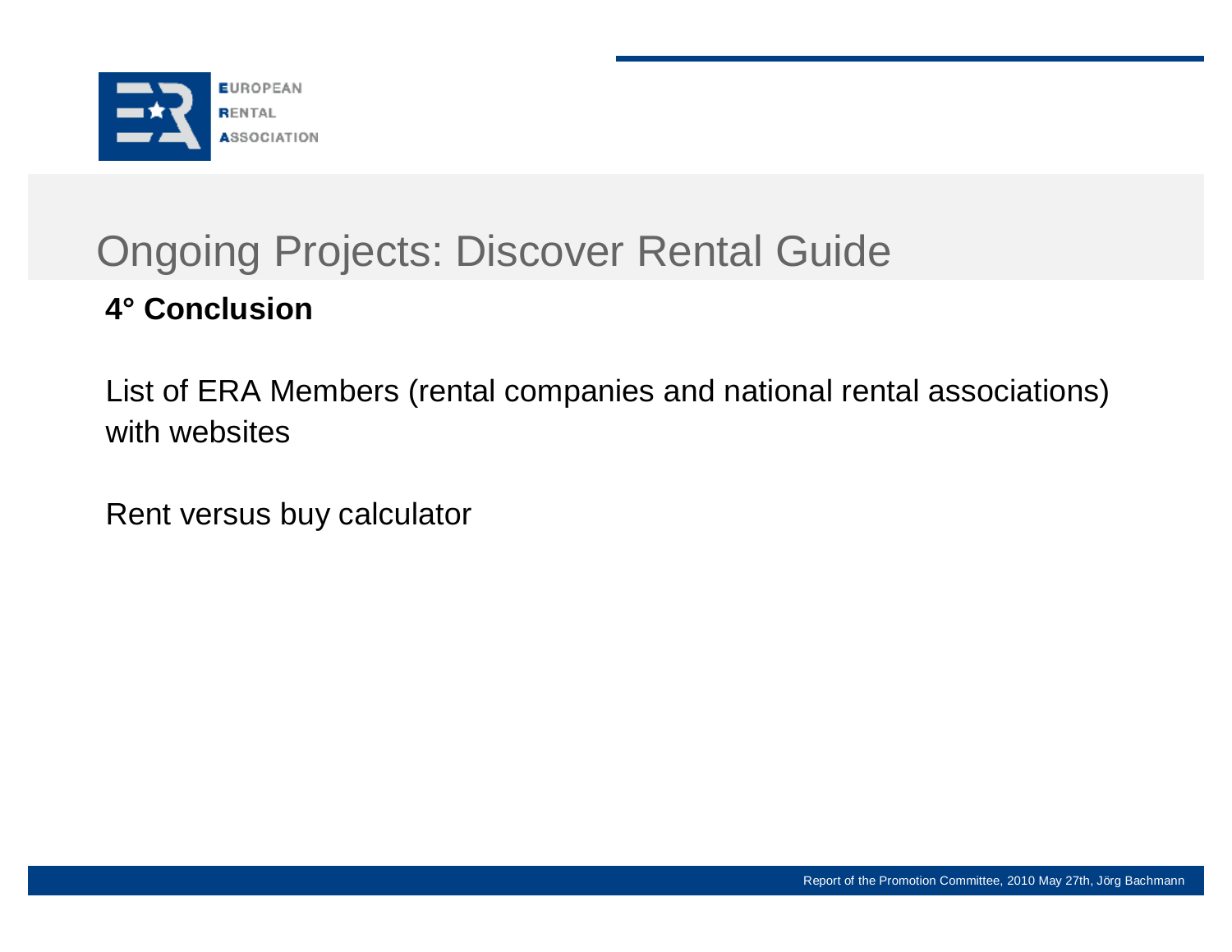# Ongoing Projects: Discover Rental Guide

**4° Conclusion**

List of ERA Members (rental companies and national rental associations) with websites

Rent versus buy calculator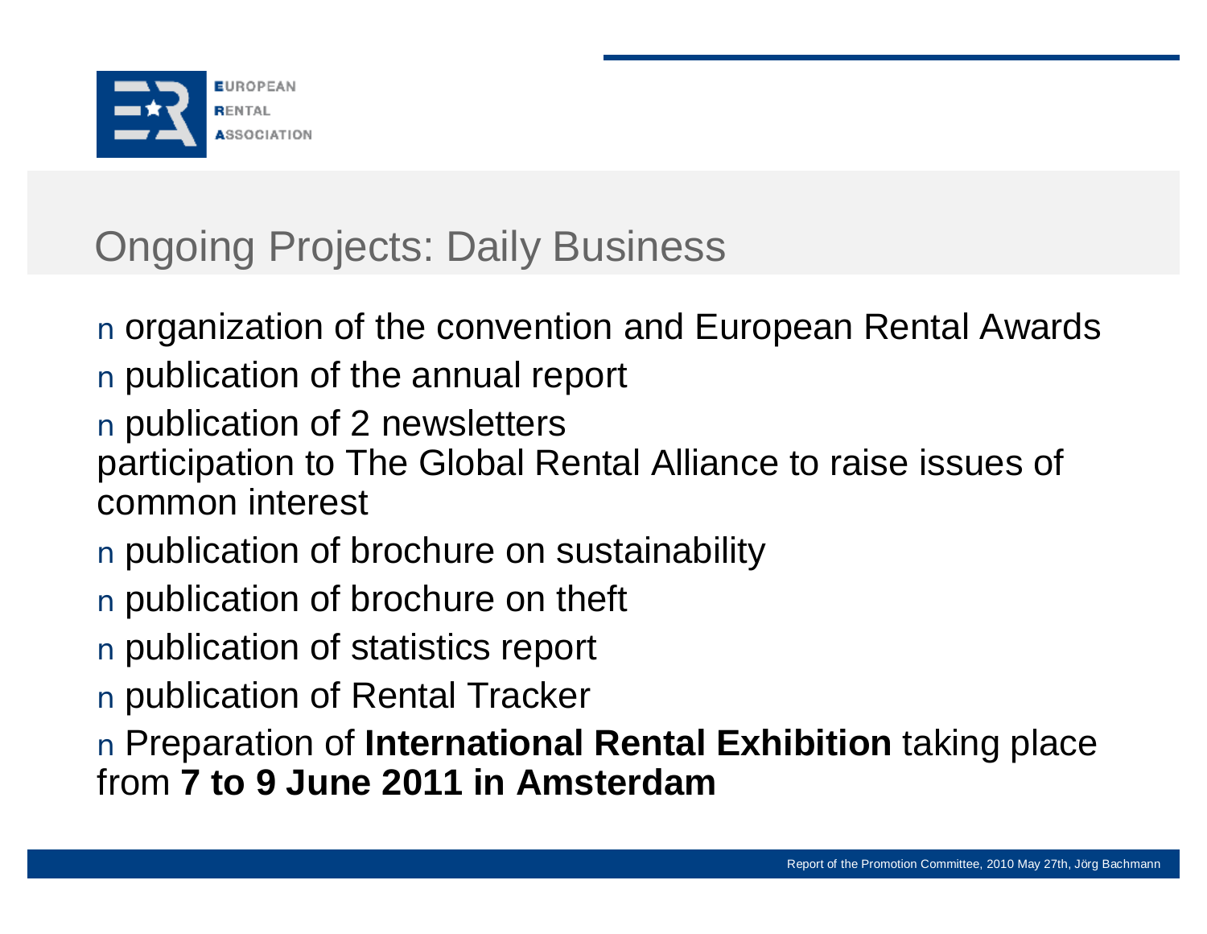# Ongoing Projects: Daily Business

- organization of the convention and European Rental Awards
- publication of the annual report
- publication of 2 newsletters
  participation to The Global Rental Alliance to raise issues of common interest
- publication of brochure on sustainability
- publication of brochure on theft
- publication of statistics report
- publication of Rental Tracker
- Preparation of **International Rental Exhibition** taking place from **7 to 9 June 2011 in Amsterdam**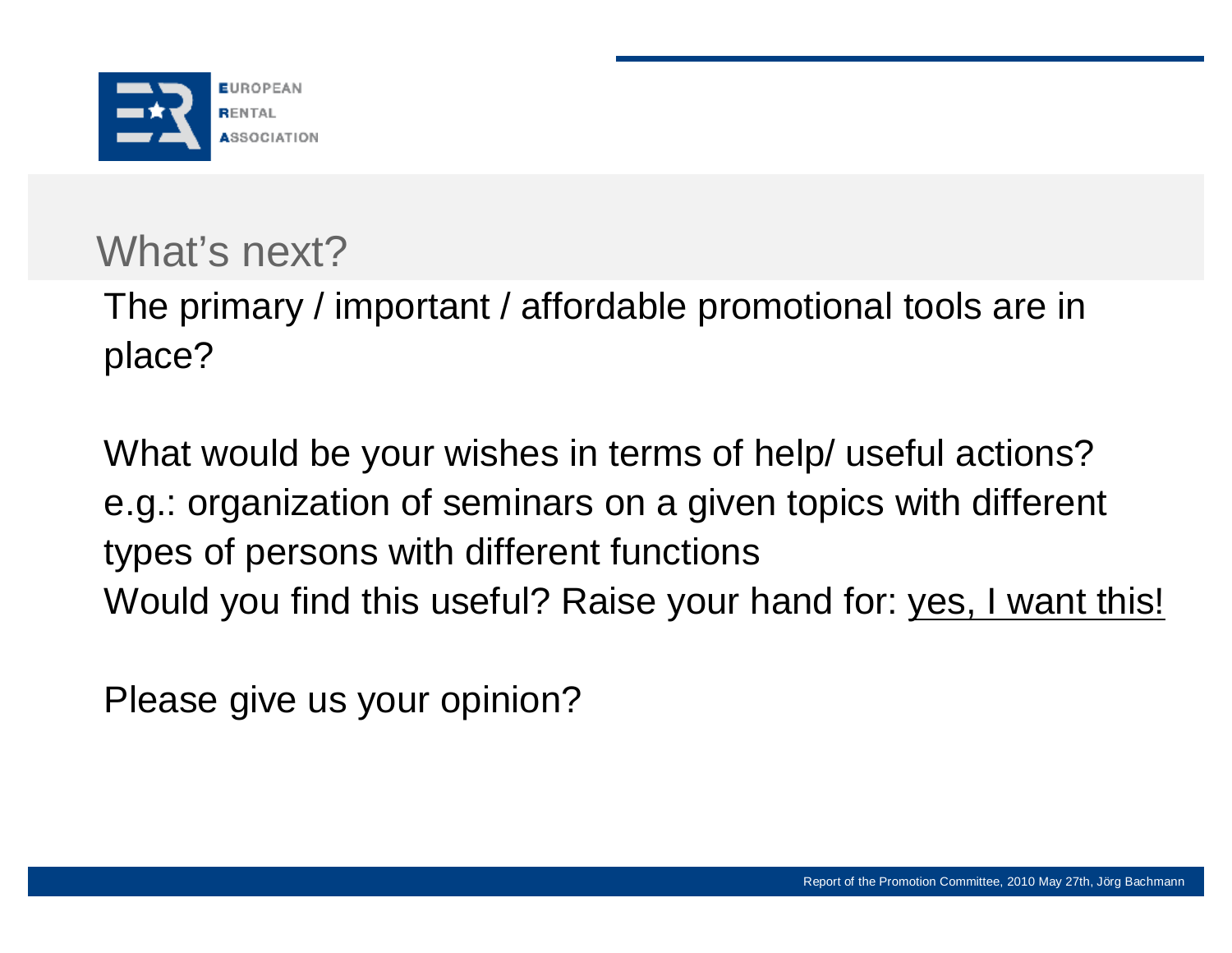# What's next?

The primary / important / affordable promotional tools are in place?

What would be your wishes in terms of help/ useful actions?
e.g.: organization of seminars on a given topics with different types of persons with different functions
Would you find this useful? Raise your hand for: yes, I want this!

Please give us your opinion?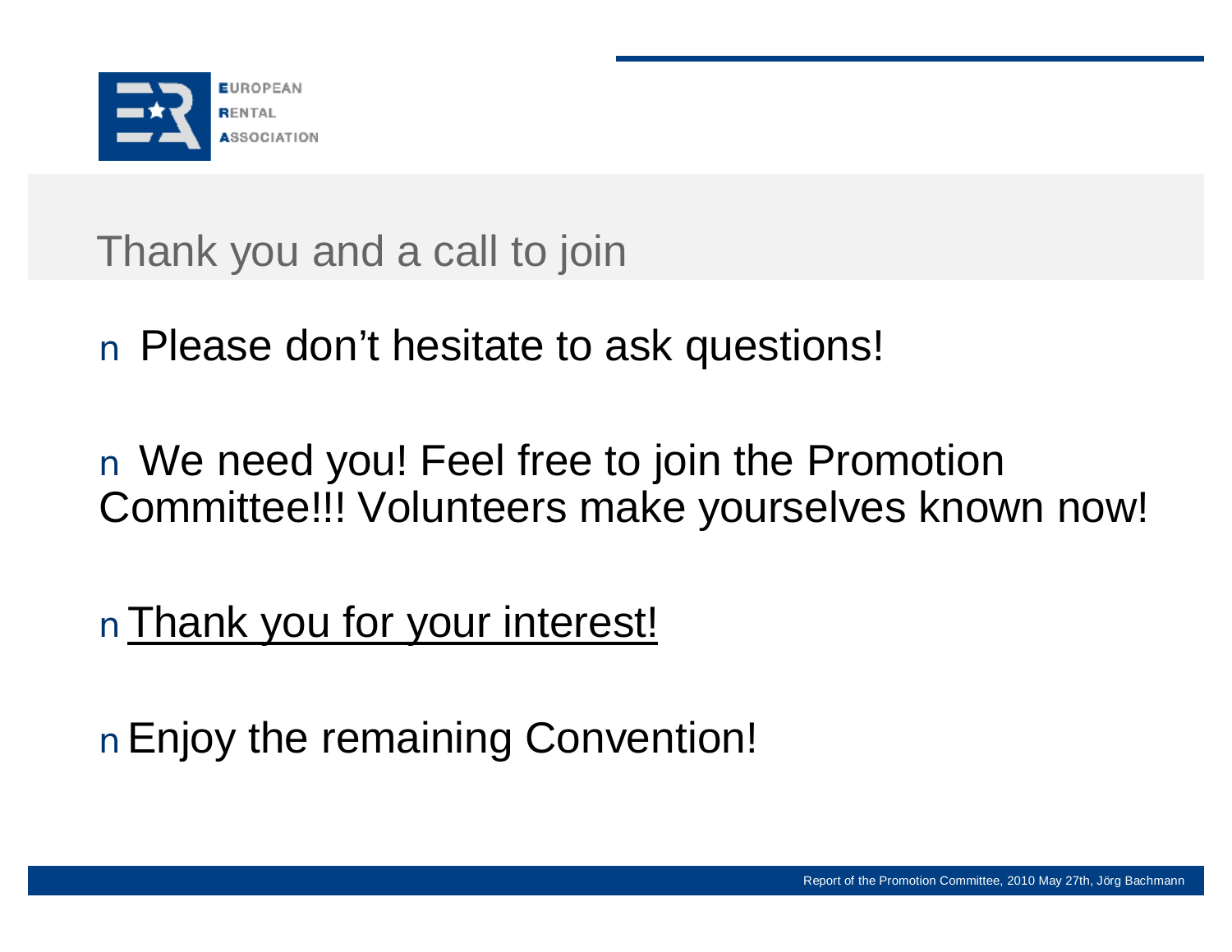# Thank you and a call to join

- Please don't hesitate to ask questions!

- We need you! Feel free to join the Promotion Committee!!! Volunteers make yourselves known now!

- Thank you for your interest!

- Enjoy the remaining Convention!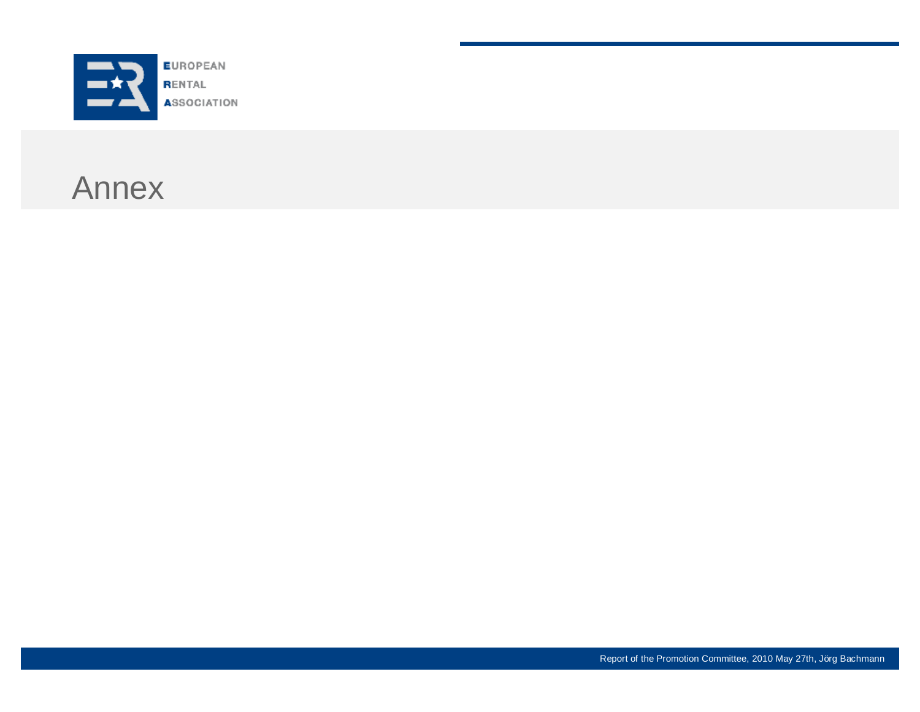# Annex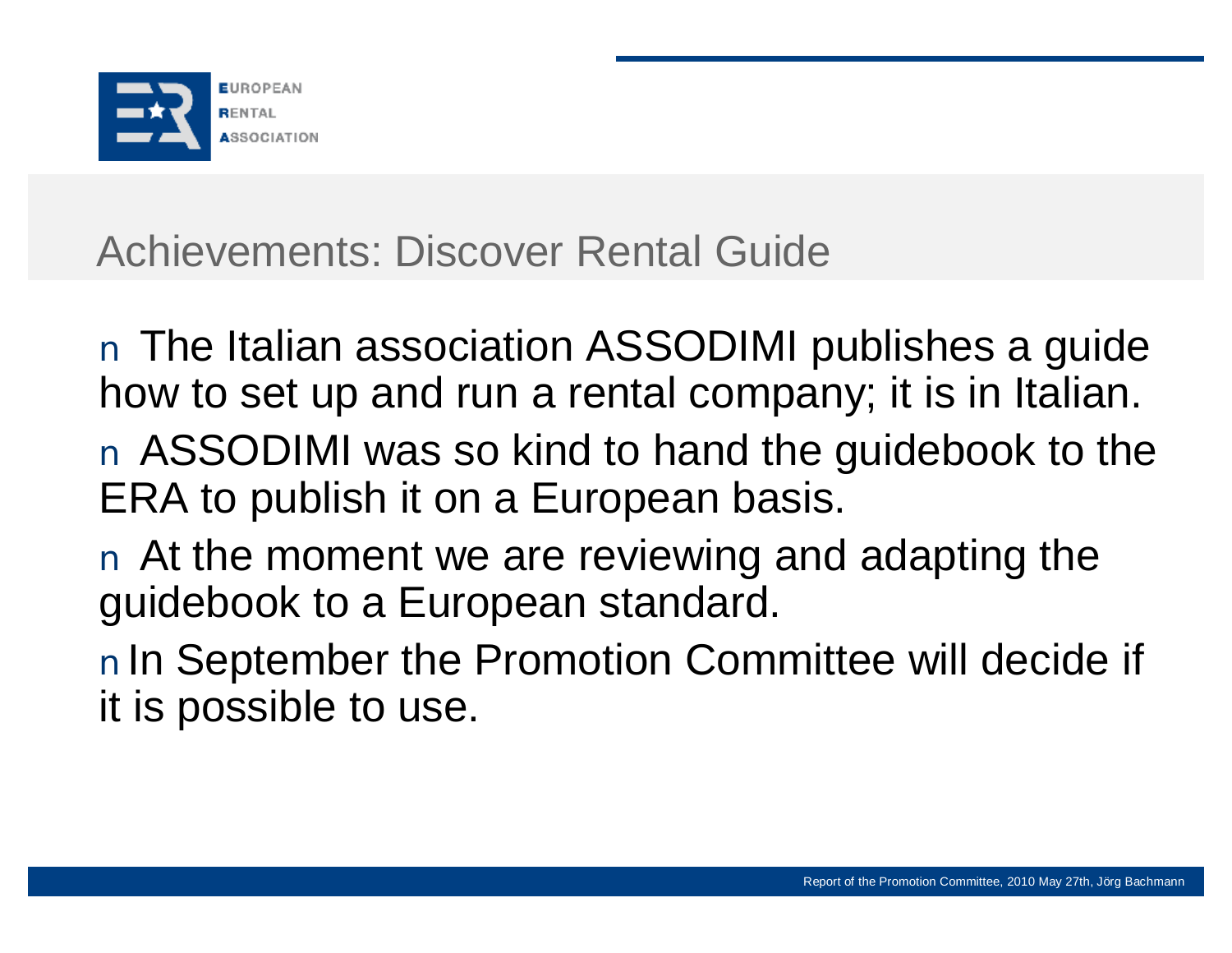## Achievements: Discover Rental Guide

- The Italian association ASSODIMI publishes a guide how to set up and run a rental company; it is in Italian.
- ASSODIMI was so kind to hand the guidebook to the ERA to publish it on a European basis.
- At the moment we are reviewing and adapting the guidebook to a European standard.
- In September the Promotion Committee will decide if it is possible to use.